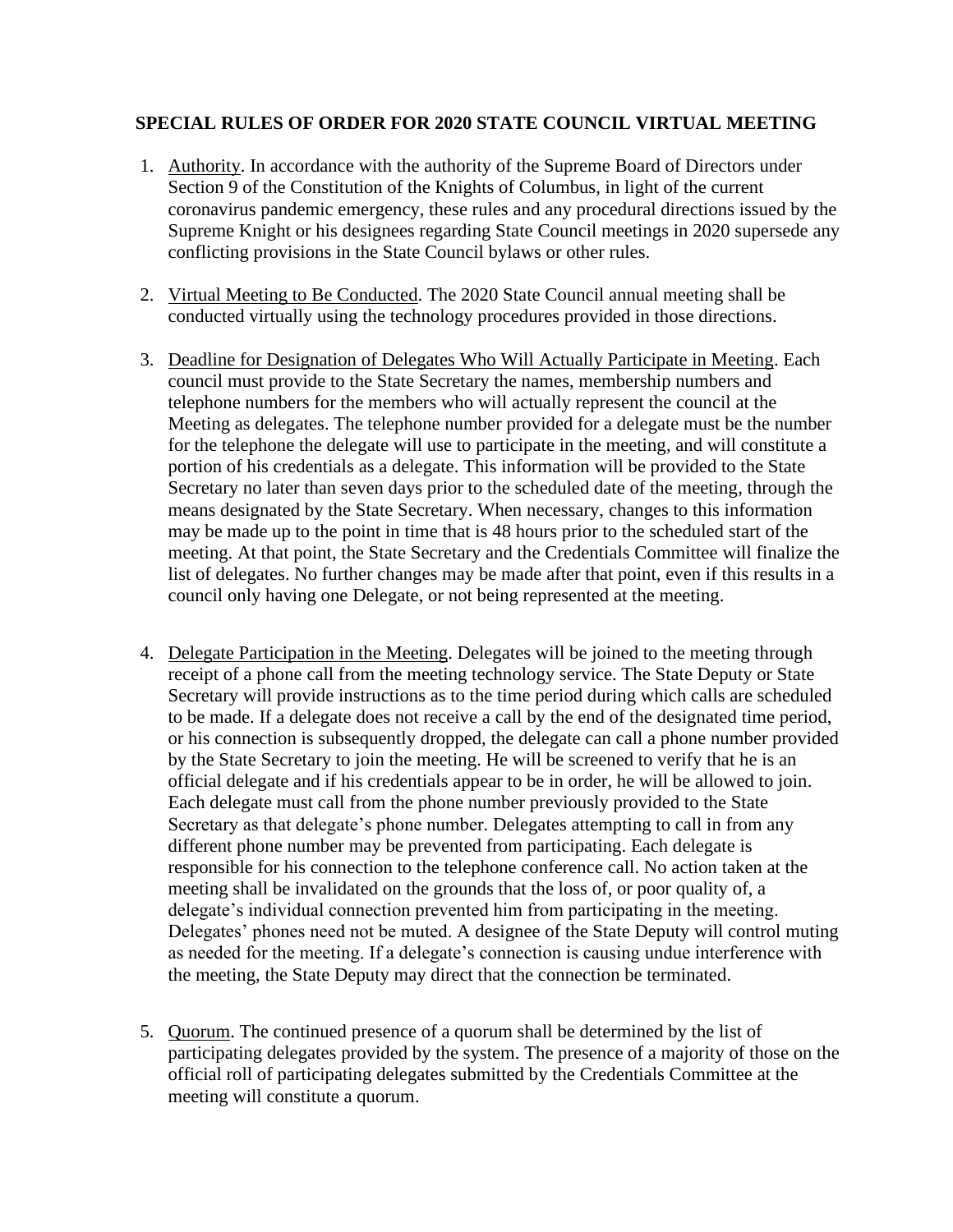**SPECIAL RULES OF ORDER FOR 2020 STATE COUNCIL VIRTUAL MEETING**

1. Authority. In accordance with the authority of the Supreme Board of Directors under Section 9 of the Constitution of the Knights of Columbus, in light of the current coronavirus pandemic emergency, these rules and any procedural directions issued by the Supreme Knight or his designees regarding State Council meetings in 2020 supersede any conflicting provisions in the State Council bylaws or other rules.

2. Virtual Meeting to Be Conducted. The 2020 State Council annual meeting shall be conducted virtually using the technology procedures provided in those directions.

3. Deadline for Designation of Delegates Who Will Actually Participate in Meeting. Each council must provide to the State Secretary the names, membership numbers and telephone numbers for the members who will actually represent the council at the Meeting as delegates. The telephone number provided for a delegate must be the number for the telephone the delegate will use to participate in the meeting, and will constitute a portion of his credentials as a delegate. This information will be provided to the State Secretary no later than seven days prior to the scheduled date of the meeting, through the means designated by the State Secretary. When necessary, changes to this information may be made up to the point in time that is 48 hours prior to the scheduled start of the meeting. At that point, the State Secretary and the Credentials Committee will finalize the list of delegates. No further changes may be made after that point, even if this results in a council only having one Delegate, or not being represented at the meeting.

4. Delegate Participation in the Meeting. Delegates will be joined to the meeting through receipt of a phone call from the meeting technology service. The State Deputy or State Secretary will provide instructions as to the time period during which calls are scheduled to be made. If a delegate does not receive a call by the end of the designated time period, or his connection is subsequently dropped, the delegate can call a phone number provided by the State Secretary to join the meeting. He will be screened to verify that he is an official delegate and if his credentials appear to be in order, he will be allowed to join. Each delegate must call from the phone number previously provided to the State Secretary as that delegate's phone number. Delegates attempting to call in from any different phone number may be prevented from participating. Each delegate is responsible for his connection to the telephone conference call. No action taken at the meeting shall be invalidated on the grounds that the loss of, or poor quality of, a delegate's individual connection prevented him from participating in the meeting. Delegates' phones need not be muted. A designee of the State Deputy will control muting as needed for the meeting. If a delegate's connection is causing undue interference with the meeting, the State Deputy may direct that the connection be terminated.

5. Quorum. The continued presence of a quorum shall be determined by the list of participating delegates provided by the system. The presence of a majority of those on the official roll of participating delegates submitted by the Credentials Committee at the meeting will constitute a quorum.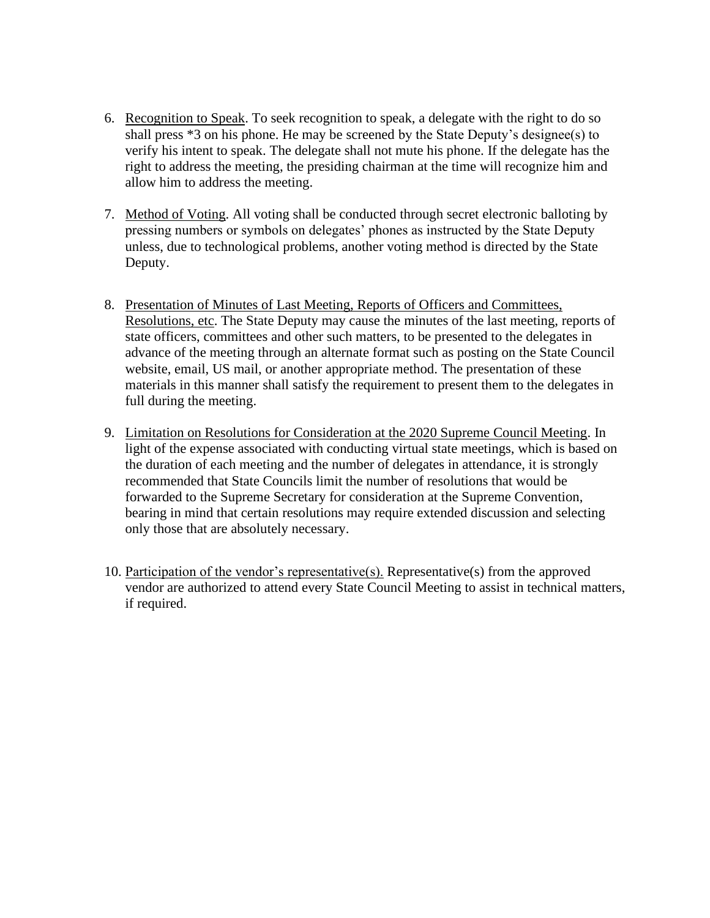6. Recognition to Speak. To seek recognition to speak, a delegate with the right to do so shall press *3 on his phone. He may be screened by the State Deputy's designee(s) to verify his intent to speak. The delegate shall not mute his phone. If the delegate has the right to address the meeting, the presiding chairman at the time will recognize him and allow him to address the meeting.

7. Method of Voting. All voting shall be conducted through secret electronic balloting by pressing numbers or symbols on delegates' phones as instructed by the State Deputy unless, due to technological problems, another voting method is directed by the State Deputy.

8. Presentation of Minutes of Last Meeting, Reports of Officers and Committees, Resolutions, etc. The State Deputy may cause the minutes of the last meeting, reports of state officers, committees and other such matters, to be presented to the delegates in advance of the meeting through an alternate format such as posting on the State Council website, email, US mail, or another appropriate method. The presentation of these materials in this manner shall satisfy the requirement to present them to the delegates in full during the meeting.

9. Limitation on Resolutions for Consideration at the 2020 Supreme Council Meeting. In light of the expense associated with conducting virtual state meetings, which is based on the duration of each meeting and the number of delegates in attendance, it is strongly recommended that State Councils limit the number of resolutions that would be forwarded to the Supreme Secretary for consideration at the Supreme Convention, bearing in mind that certain resolutions may require extended discussion and selecting only those that are absolutely necessary.

10. Participation of the vendor's representative(s). Representative(s) from the approved vendor are authorized to attend every State Council Meeting to assist in technical matters, if required.